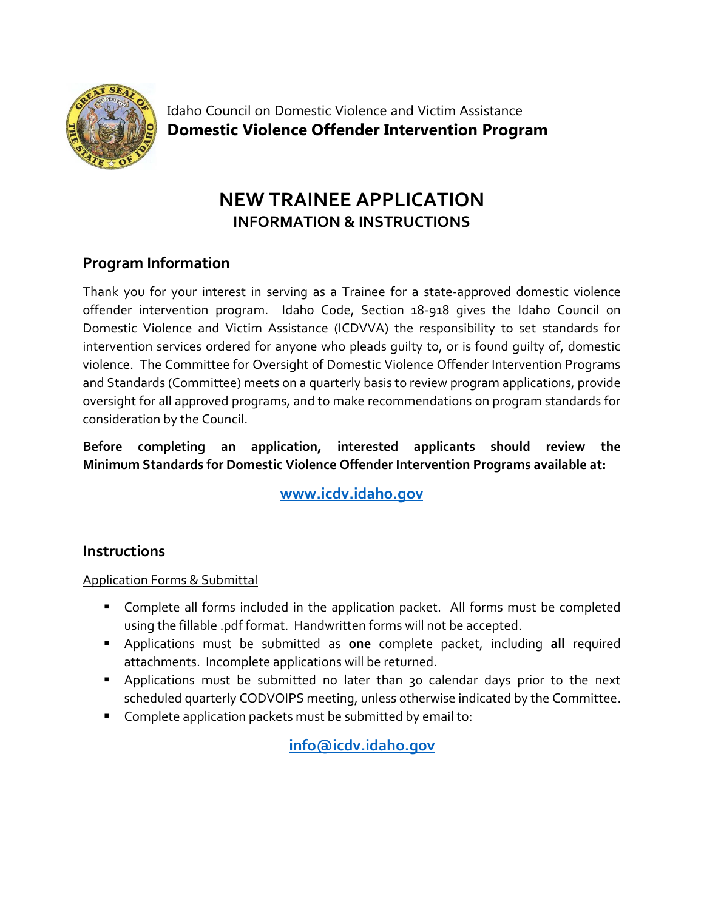Idaho Council on Domestic Violence and Victim Assistance
**Domestic Violence Offender Intervention Program**

# NEW TRAINEE APPLICATION
## INFORMATION & INSTRUCTIONS

### Program Information

Thank you for your interest in serving as a Trainee for a state-approved domestic violence offender intervention program. Idaho Code, Section 18-918 gives the Idaho Council on Domestic Violence and Victim Assistance (ICDVVA) the responsibility to set standards for intervention services ordered for anyone who pleads guilty to, or is found guilty of, domestic violence. The Committee for Oversight of Domestic Violence Offender Intervention Programs and Standards (Committee) meets on a quarterly basis to review program applications, provide oversight for all approved programs, and to make recommendations on program standards for consideration by the Council.

**Before completing an application, interested applicants should review the Minimum Standards for Domestic Violence Offender Intervention Programs available at:**

**www.icdv.idaho.gov**

### Instructions

Application Forms & Submittal

- Complete all forms included in the application packet. All forms must be completed using the fillable .pdf format. Handwritten forms will not be accepted.
- Applications must be submitted as **one** complete packet, including **all** required attachments. Incomplete applications will be returned.
- Applications must be submitted no later than 30 calendar days prior to the next scheduled quarterly CODVOIPS meeting, unless otherwise indicated by the Committee.
- Complete application packets must be submitted by email to:

**info@icdv.idaho.gov**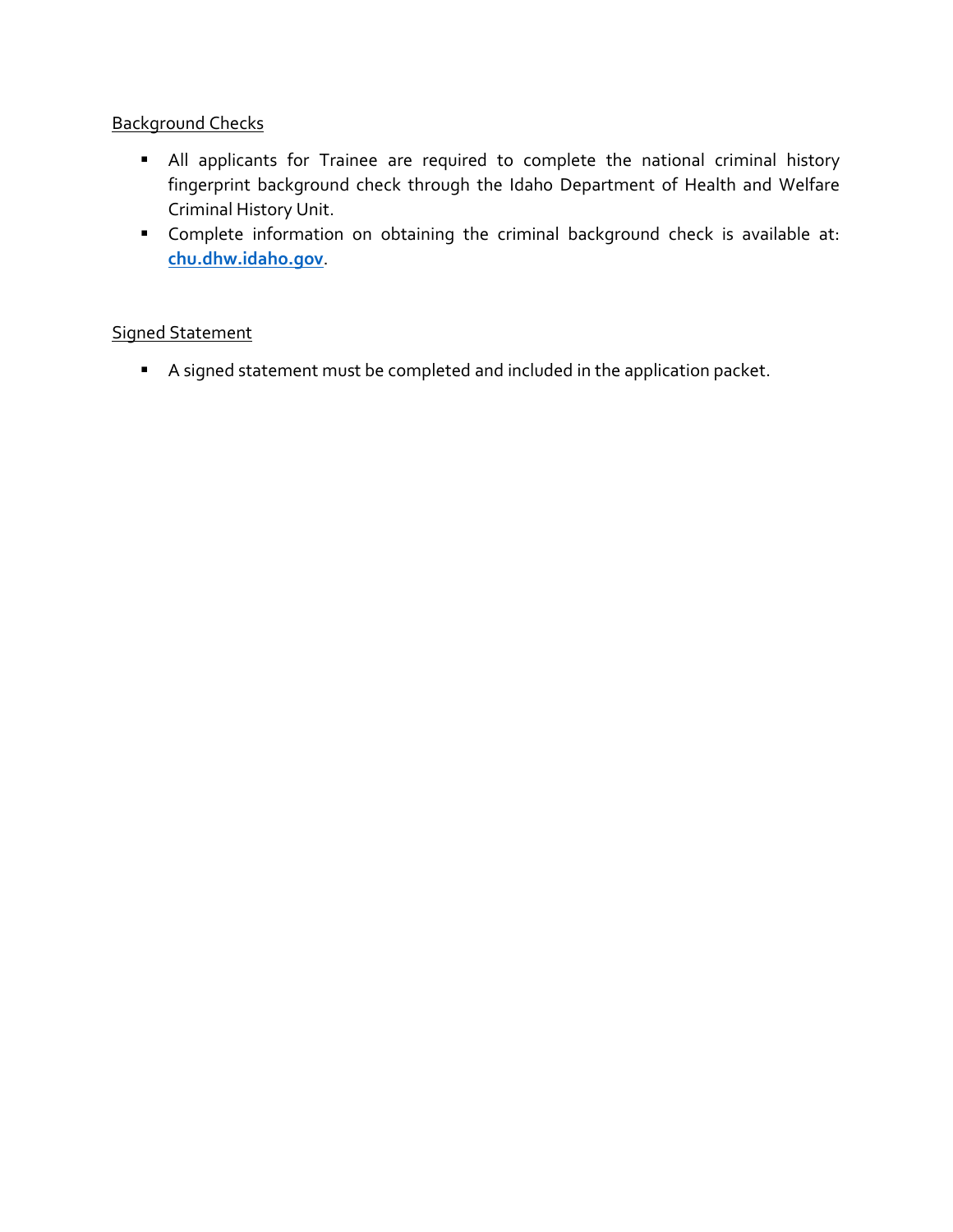Background Checks

- All applicants for Trainee are required to complete the national criminal history fingerprint background check through the Idaho Department of Health and Welfare Criminal History Unit.
- Complete information on obtaining the criminal background check is available at: **chu.dhw.idaho.gov**.

Signed Statement

- A signed statement must be completed and included in the application packet.